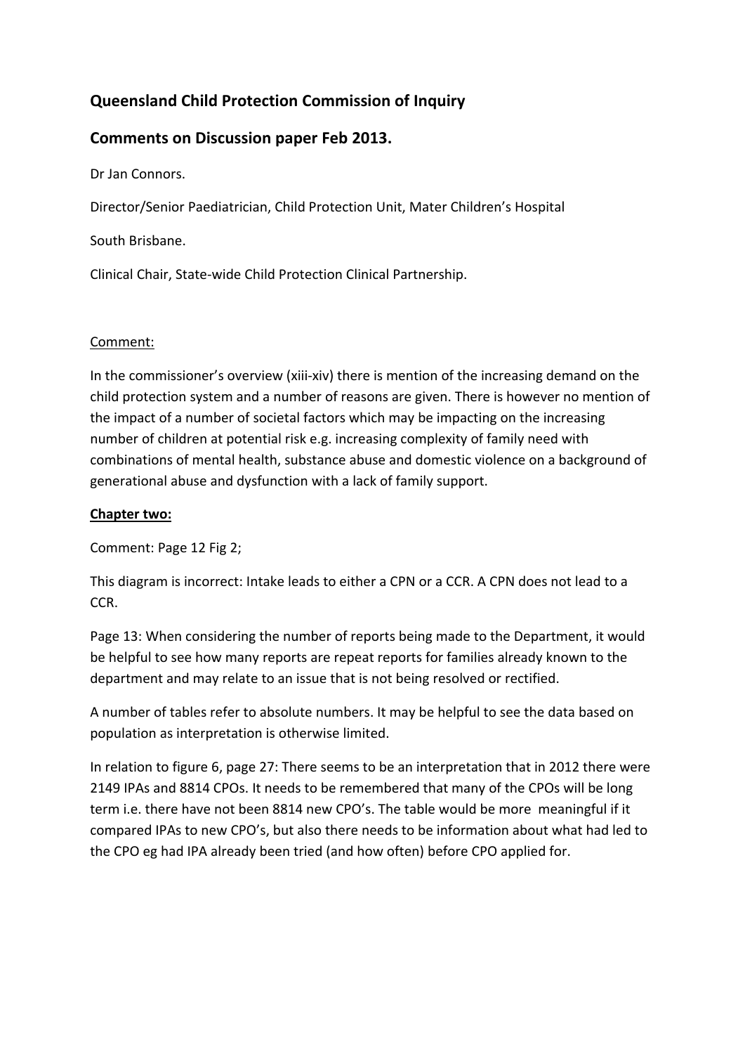# Queensland Child Protection Commission of Inquiry

## Comments on Discussion paper Feb 2013.

Dr Jan Connors.

Director/Senior Paediatrician, Child Protection Unit, Mater Children's Hospital

South Brisbane.

Clinical Chair, State-wide Child Protection Clinical Partnership.

Comment:

In the commissioner's overview (xiii-xiv) there is mention of the increasing demand on the child protection system and a number of reasons are given. There is however no mention of the impact of a number of societal factors which may be impacting on the increasing number of children at potential risk e.g. increasing complexity of family need with combinations of mental health, substance abuse and domestic violence on a background of generational abuse and dysfunction with a lack of family support.

**Chapter two:**

Comment: Page 12 Fig 2;

This diagram is incorrect: Intake leads to either a CPN or a CCR. A CPN does not lead to a CCR.

Page 13: When considering the number of reports being made to the Department, it would be helpful to see how many reports are repeat reports for families already known to the department and may relate to an issue that is not being resolved or rectified.

A number of tables refer to absolute numbers. It may be helpful to see the data based on population as interpretation is otherwise limited.

In relation to figure 6, page 27: There seems to be an interpretation that in 2012 there were 2149 IPAs and 8814 CPOs. It needs to be remembered that many of the CPOs will be long term i.e. there have not been 8814 new CPO's. The table would be more meaningful if it compared IPAs to new CPO's, but also there needs to be information about what had led to the CPO eg had IPA already been tried (and how often) before CPO applied for.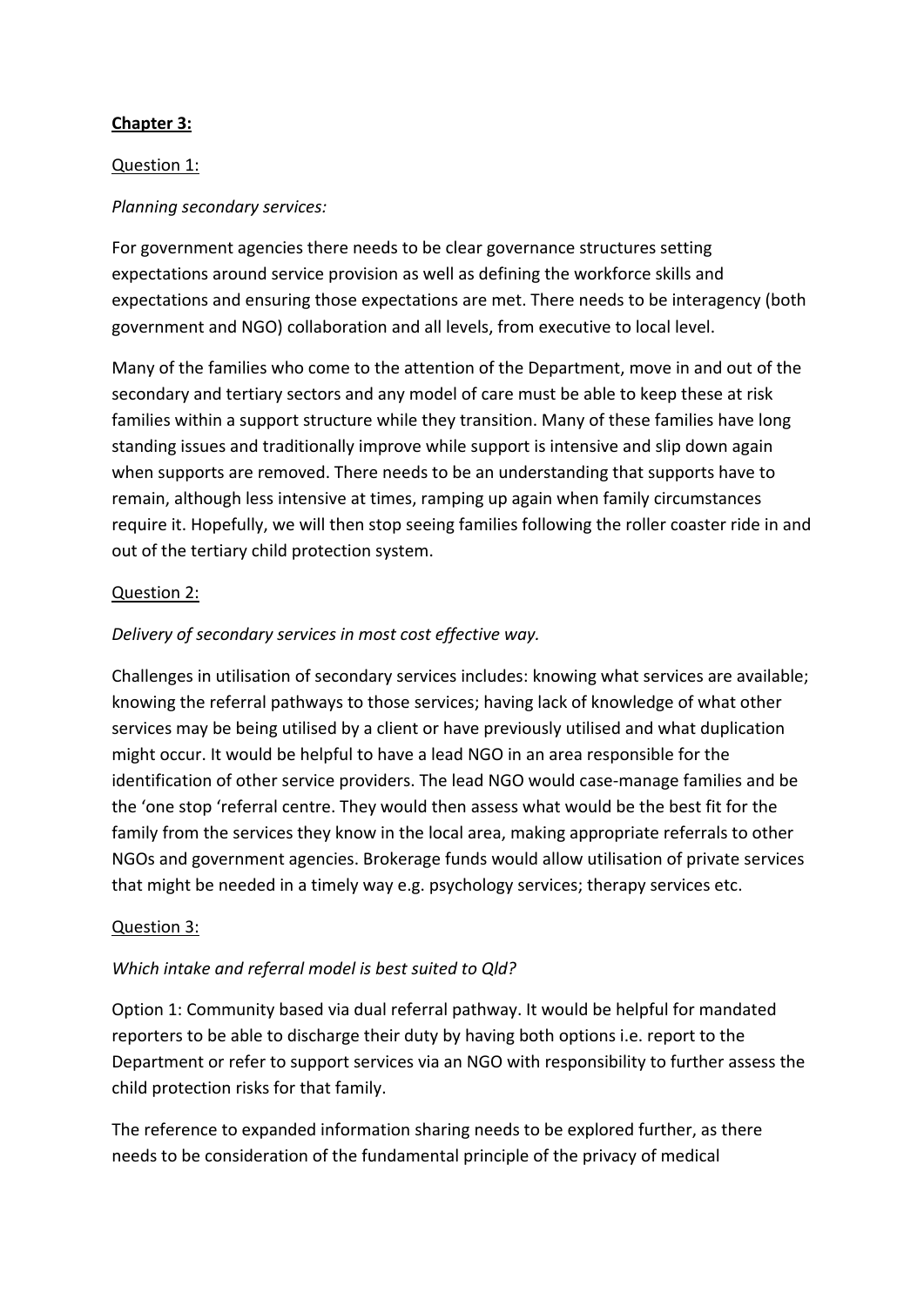**Chapter 3:**

Question 1:

*Planning secondary services:*

For government agencies there needs to be clear governance structures setting expectations around service provision as well as defining the workforce skills and expectations and ensuring those expectations are met. There needs to be interagency (both government and NGO) collaboration and all levels, from executive to local level.

Many of the families who come to the attention of the Department, move in and out of the secondary and tertiary sectors and any model of care must be able to keep these at risk families within a support structure while they transition. Many of these families have long standing issues and traditionally improve while support is intensive and slip down again when supports are removed. There needs to be an understanding that supports have to remain, although less intensive at times, ramping up again when family circumstances require it. Hopefully, we will then stop seeing families following the roller coaster ride in and out of the tertiary child protection system.

Question 2:

*Delivery of secondary services in most cost effective way.*

Challenges in utilisation of secondary services includes: knowing what services are available; knowing the referral pathways to those services; having lack of knowledge of what other services may be being utilised by a client or have previously utilised and what duplication might occur. It would be helpful to have a lead NGO in an area responsible for the identification of other service providers. The lead NGO would case-manage families and be the 'one stop 'referral centre. They would then assess what would be the best fit for the family from the services they know in the local area, making appropriate referrals to other NGOs and government agencies. Brokerage funds would allow utilisation of private services that might be needed in a timely way e.g. psychology services; therapy services etc.

Question 3:

*Which intake and referral model is best suited to Qld?*

Option 1: Community based via dual referral pathway. It would be helpful for mandated reporters to be able to discharge their duty by having both options i.e. report to the Department or refer to support services via an NGO with responsibility to further assess the child protection risks for that family.

The reference to expanded information sharing needs to be explored further, as there needs to be consideration of the fundamental principle of the privacy of medical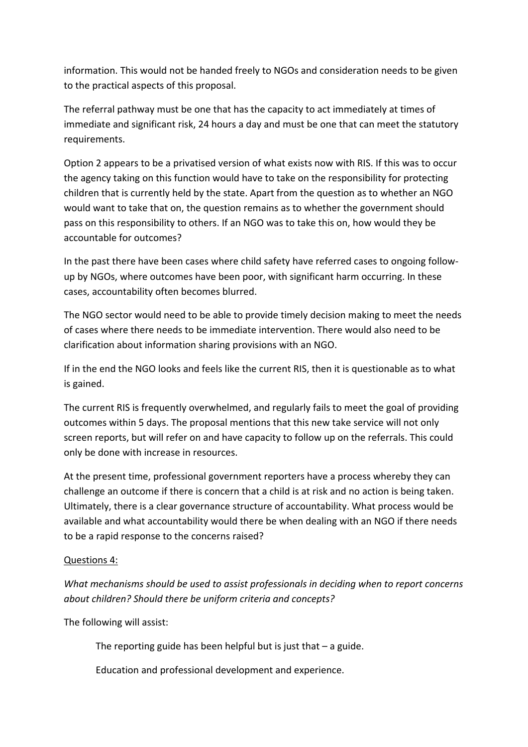information. This would not be handed freely to NGOs and consideration needs to be given to the practical aspects of this proposal.

The referral pathway must be one that has the capacity to act immediately at times of immediate and significant risk, 24 hours a day and must be one that can meet the statutory requirements.

Option 2 appears to be a privatised version of what exists now with RIS. If this was to occur the agency taking on this function would have to take on the responsibility for protecting children that is currently held by the state. Apart from the question as to whether an NGO would want to take that on, the question remains as to whether the government should pass on this responsibility to others. If an NGO was to take this on, how would they be accountable for outcomes?

In the past there have been cases where child safety have referred cases to ongoing follow-up by NGOs, where outcomes have been poor, with significant harm occurring. In these cases, accountability often becomes blurred.

The NGO sector would need to be able to provide timely decision making to meet the needs of cases where there needs to be immediate intervention. There would also need to be clarification about information sharing provisions with an NGO.

If in the end the NGO looks and feels like the current RIS, then it is questionable as to what is gained.

The current RIS is frequently overwhelmed, and regularly fails to meet the goal of providing outcomes within 5 days. The proposal mentions that this new take service will not only screen reports, but will refer on and have capacity to follow up on the referrals. This could only be done with increase in resources.

At the present time, professional government reporters have a process whereby they can challenge an outcome if there is concern that a child is at risk and no action is being taken. Ultimately, there is a clear governance structure of accountability. What process would be available and what accountability would there be when dealing with an NGO if there needs to be a rapid response to the concerns raised?

<u>Questions 4:</u>

*What mechanisms should be used to assist professionals in deciding when to report concerns about children? Should there be uniform criteria and concepts?*

The following will assist:

The reporting guide has been helpful but is just that – a guide.

Education and professional development and experience.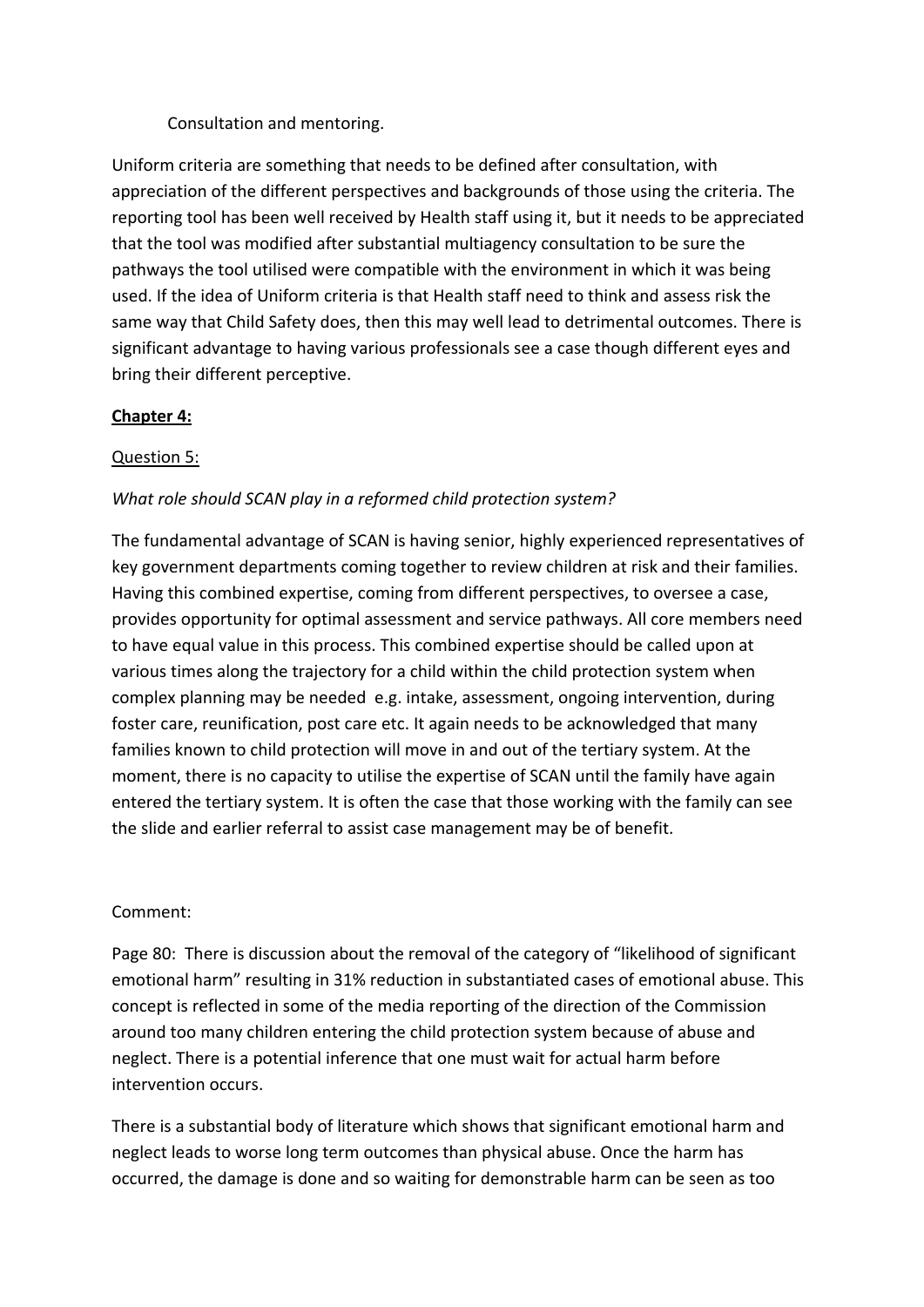Consultation and mentoring.

Uniform criteria are something that needs to be defined after consultation, with appreciation of the different perspectives and backgrounds of those using the criteria. The reporting tool has been well received by Health staff using it, but it needs to be appreciated that the tool was modified after substantial multiagency consultation to be sure the pathways the tool utilised were compatible with the environment in which it was being used. If the idea of Uniform criteria is that Health staff need to think and assess risk the same way that Child Safety does, then this may well lead to detrimental outcomes. There is significant advantage to having various professionals see a case though different eyes and bring their different perceptive.

**Chapter 4:**

Question 5:

*What role should SCAN play in a reformed child protection system?*

The fundamental advantage of SCAN is having senior, highly experienced representatives of key government departments coming together to review children at risk and their families. Having this combined expertise, coming from different perspectives, to oversee a case, provides opportunity for optimal assessment and service pathways. All core members need to have equal value in this process. This combined expertise should be called upon at various times along the trajectory for a child within the child protection system when complex planning may be needed e.g. intake, assessment, ongoing intervention, during foster care, reunification, post care etc. It again needs to be acknowledged that many families known to child protection will move in and out of the tertiary system. At the moment, there is no capacity to utilise the expertise of SCAN until the family have again entered the tertiary system. It is often the case that those working with the family can see the slide and earlier referral to assist case management may be of benefit.

Comment:

Page 80: There is discussion about the removal of the category of "likelihood of significant emotional harm" resulting in 31% reduction in substantiated cases of emotional abuse. This concept is reflected in some of the media reporting of the direction of the Commission around too many children entering the child protection system because of abuse and neglect. There is a potential inference that one must wait for actual harm before intervention occurs.

There is a substantial body of literature which shows that significant emotional harm and neglect leads to worse long term outcomes than physical abuse. Once the harm has occurred, the damage is done and so waiting for demonstrable harm can be seen as too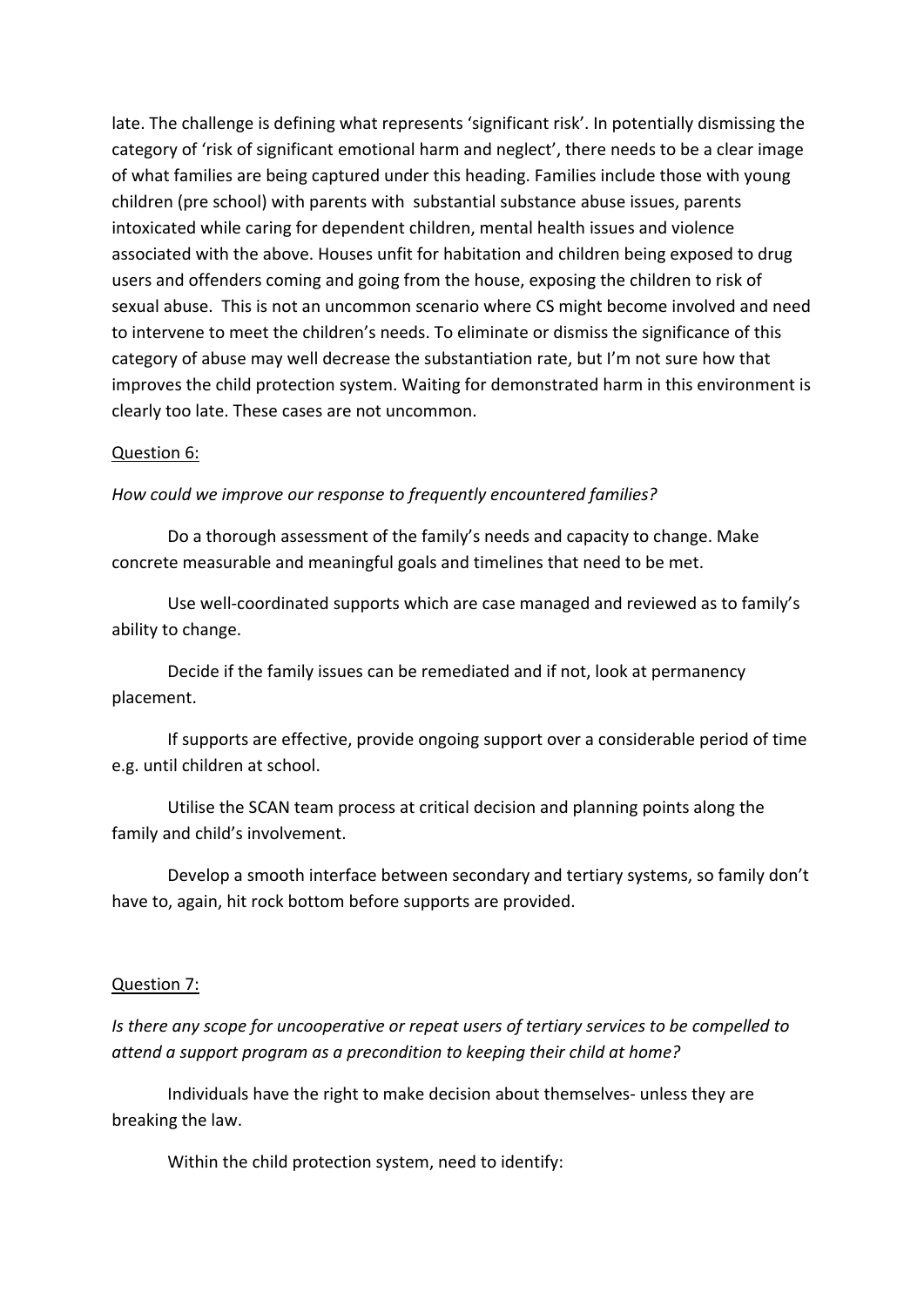late. The challenge is defining what represents 'significant risk'. In potentially dismissing the category of 'risk of significant emotional harm and neglect', there needs to be a clear image of what families are being captured under this heading. Families include those with young children (pre school) with parents with substantial substance abuse issues, parents intoxicated while caring for dependent children, mental health issues and violence associated with the above. Houses unfit for habitation and children being exposed to drug users and offenders coming and going from the house, exposing the children to risk of sexual abuse. This is not an uncommon scenario where CS might become involved and need to intervene to meet the children's needs. To eliminate or dismiss the significance of this category of abuse may well decrease the substantiation rate, but I'm not sure how that improves the child protection system. Waiting for demonstrated harm in this environment is clearly too late. These cases are not uncommon.

Question 6:

*How could we improve our response to frequently encountered families?*

Do a thorough assessment of the family's needs and capacity to change. Make concrete measurable and meaningful goals and timelines that need to be met.

Use well-coordinated supports which are case managed and reviewed as to family's ability to change.

Decide if the family issues can be remediated and if not, look at permanency placement.

If supports are effective, provide ongoing support over a considerable period of time e.g. until children at school.

Utilise the SCAN team process at critical decision and planning points along the family and child's involvement.

Develop a smooth interface between secondary and tertiary systems, so family don't have to, again, hit rock bottom before supports are provided.

Question 7:

*Is there any scope for uncooperative or repeat users of tertiary services to be compelled to attend a support program as a precondition to keeping their child at home?*

Individuals have the right to make decision about themselves- unless they are breaking the law.

Within the child protection system, need to identify: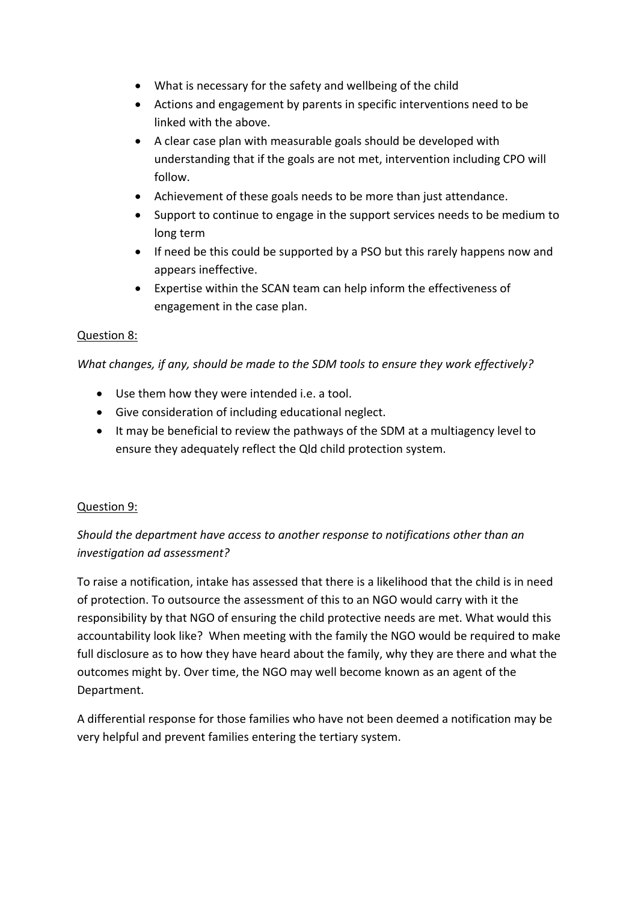- What is necessary for the safety and wellbeing of the child
- Actions and engagement by parents in specific interventions need to be linked with the above.
- A clear case plan with measurable goals should be developed with understanding that if the goals are not met, intervention including CPO will follow.
- Achievement of these goals needs to be more than just attendance.
- Support to continue to engage in the support services needs to be medium to long term
- If need be this could be supported by a PSO but this rarely happens now and appears ineffective.
- Expertise within the SCAN team can help inform the effectiveness of engagement in the case plan.

<u>Question 8:</u>

*What changes, if any, should be made to the SDM tools to ensure they work effectively?*

- Use them how they were intended i.e. a tool.
- Give consideration of including educational neglect.
- It may be beneficial to review the pathways of the SDM at a multiagency level to ensure they adequately reflect the Qld child protection system.

<u>Question 9:</u>

*Should the department have access to another response to notifications other than an investigation ad assessment?*

To raise a notification, intake has assessed that there is a likelihood that the child is in need of protection. To outsource the assessment of this to an NGO would carry with it the responsibility by that NGO of ensuring the child protective needs are met. What would this accountability look like? When meeting with the family the NGO would be required to make full disclosure as to how they have heard about the family, why they are there and what the outcomes might by. Over time, the NGO may well become known as an agent of the Department.

A differential response for those families who have not been deemed a notification may be very helpful and prevent families entering the tertiary system.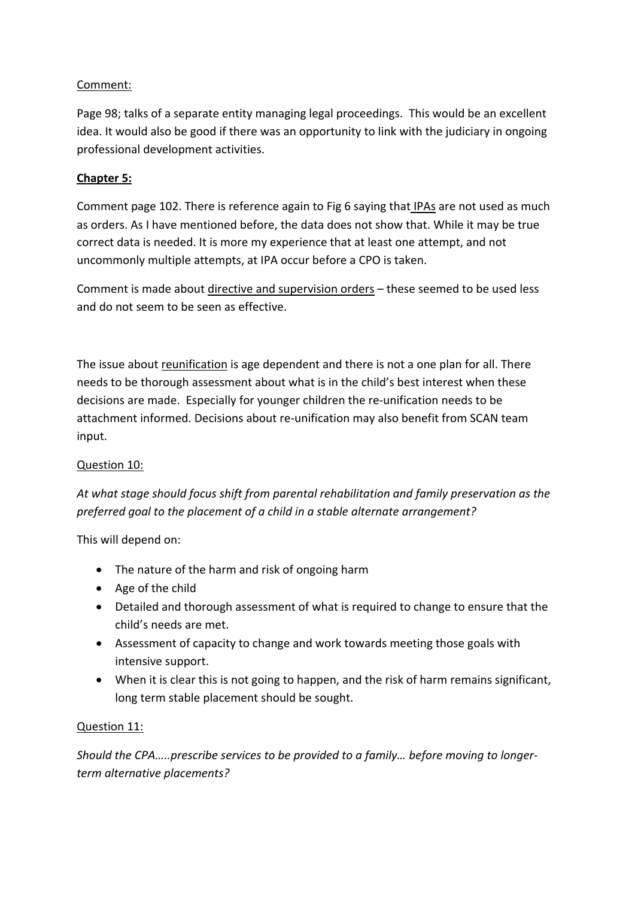Comment:

Page 98; talks of a separate entity managing legal proceedings. This would be an excellent idea. It would also be good if there was an opportunity to link with the judiciary in ongoing professional development activities.

**Chapter 5:**

Comment page 102. There is reference again to Fig 6 saying that IPAs are not used as much as orders. As I have mentioned before, the data does not show that. While it may be true correct data is needed. It is more my experience that at least one attempt, and not uncommonly multiple attempts, at IPA occur before a CPO is taken.

Comment is made about directive and supervision orders – these seemed to be used less and do not seem to be seen as effective.

The issue about reunification is age dependent and there is not a one plan for all. There needs to be thorough assessment about what is in the child's best interest when these decisions are made. Especially for younger children the re-unification needs to be attachment informed. Decisions about re-unification may also benefit from SCAN team input.

Question 10:

*At what stage should focus shift from parental rehabilitation and family preservation as the preferred goal to the placement of a child in a stable alternate arrangement?*

This will depend on:

- The nature of the harm and risk of ongoing harm
- Age of the child
- Detailed and thorough assessment of what is required to change to ensure that the child's needs are met.
- Assessment of capacity to change and work towards meeting those goals with intensive support.
- When it is clear this is not going to happen, and the risk of harm remains significant, long term stable placement should be sought.

Question 11:

*Should the CPA…..prescribe services to be provided to a family… before moving to longer-term alternative placements?*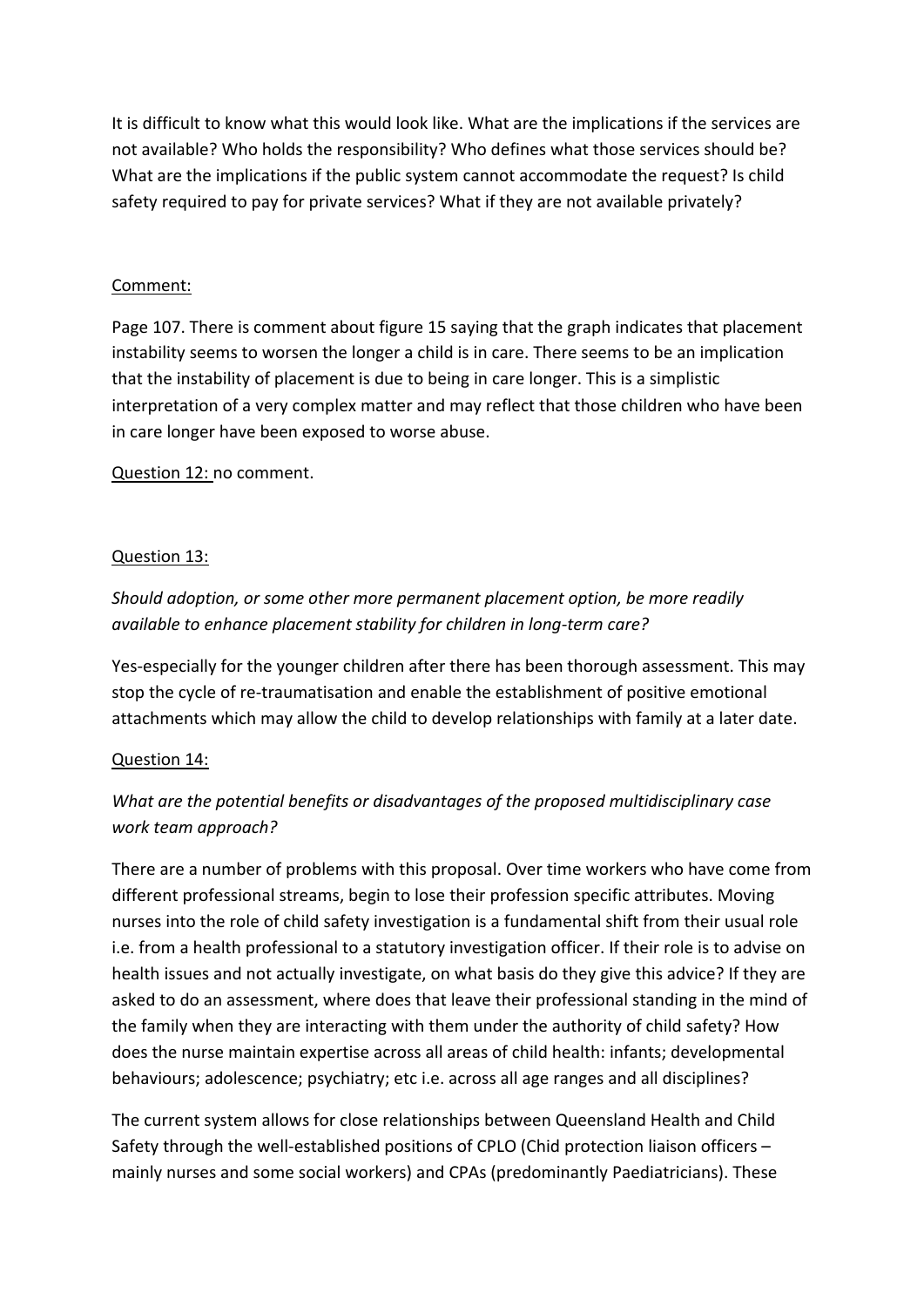It is difficult to know what this would look like. What are the implications if the services are not available? Who holds the responsibility? Who defines what those services should be? What are the implications if the public system cannot accommodate the request? Is child safety required to pay for private services? What if they are not available privately?

<u>Comment:</u>

Page 107. There is comment about figure 15 saying that the graph indicates that placement instability seems to worsen the longer a child is in care. There seems to be an implication that the instability of placement is due to being in care longer. This is a simplistic interpretation of a very complex matter and may reflect that those children who have been in care longer have been exposed to worse abuse.

<u>Question 12:</u> no comment.

<u>Question 13:</u>

*Should adoption, or some other more permanent placement option, be more readily available to enhance placement stability for children in long-term care?*

Yes-especially for the younger children after there has been thorough assessment. This may stop the cycle of re-traumatisation and enable the establishment of positive emotional attachments which may allow the child to develop relationships with family at a later date.

<u>Question 14:</u>

*What are the potential benefits or disadvantages of the proposed multidisciplinary case work team approach?*

There are a number of problems with this proposal. Over time workers who have come from different professional streams, begin to lose their profession specific attributes. Moving nurses into the role of child safety investigation is a fundamental shift from their usual role i.e. from a health professional to a statutory investigation officer. If their role is to advise on health issues and not actually investigate, on what basis do they give this advice? If they are asked to do an assessment, where does that leave their professional standing in the mind of the family when they are interacting with them under the authority of child safety? How does the nurse maintain expertise across all areas of child health: infants; developmental behaviours; adolescence; psychiatry; etc i.e. across all age ranges and all disciplines?

The current system allows for close relationships between Queensland Health and Child Safety through the well-established positions of CPLO (Chid protection liaison officers – mainly nurses and some social workers) and CPAs (predominantly Paediatricians). These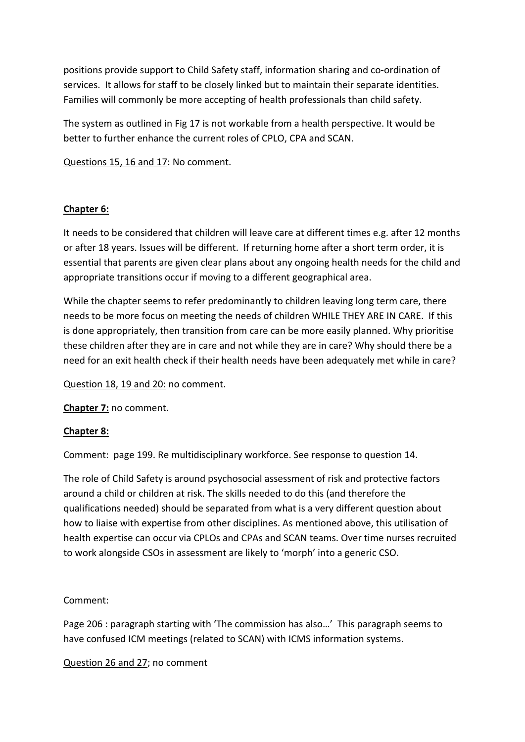positions provide support to Child Safety staff, information sharing and co-ordination of services. It allows for staff to be closely linked but to maintain their separate identities. Families will commonly be more accepting of health professionals than child safety.

The system as outlined in Fig 17 is not workable from a health perspective. It would be better to further enhance the current roles of CPLO, CPA and SCAN.

<u>Questions 15, 16 and 17</u>: No comment.

**<u>Chapter 6:</u>**

It needs to be considered that children will leave care at different times e.g. after 12 months or after 18 years. Issues will be different. If returning home after a short term order, it is essential that parents are given clear plans about any ongoing health needs for the child and appropriate transitions occur if moving to a different geographical area.

While the chapter seems to refer predominantly to children leaving long term care, there needs to be more focus on meeting the needs of children WHILE THEY ARE IN CARE. If this is done appropriately, then transition from care can be more easily planned. Why prioritise these children after they are in care and not while they are in care? Why should there be a need for an exit health check if their health needs have been adequately met while in care?

<u>Question 18, 19 and 20:</u> no comment.

**<u>Chapter 7:</u>** no comment.

**<u>Chapter 8:</u>**

Comment: page 199. Re multidisciplinary workforce. See response to question 14.

The role of Child Safety is around psychosocial assessment of risk and protective factors around a child or children at risk. The skills needed to do this (and therefore the qualifications needed) should be separated from what is a very different question about how to liaise with expertise from other disciplines. As mentioned above, this utilisation of health expertise can occur via CPLOs and CPAs and SCAN teams. Over time nurses recruited to work alongside CSOs in assessment are likely to 'morph' into a generic CSO.

Comment:

Page 206 : paragraph starting with 'The commission has also…' This paragraph seems to have confused ICM meetings (related to SCAN) with ICMS information systems.

<u>Question 26 and 27</u>; no comment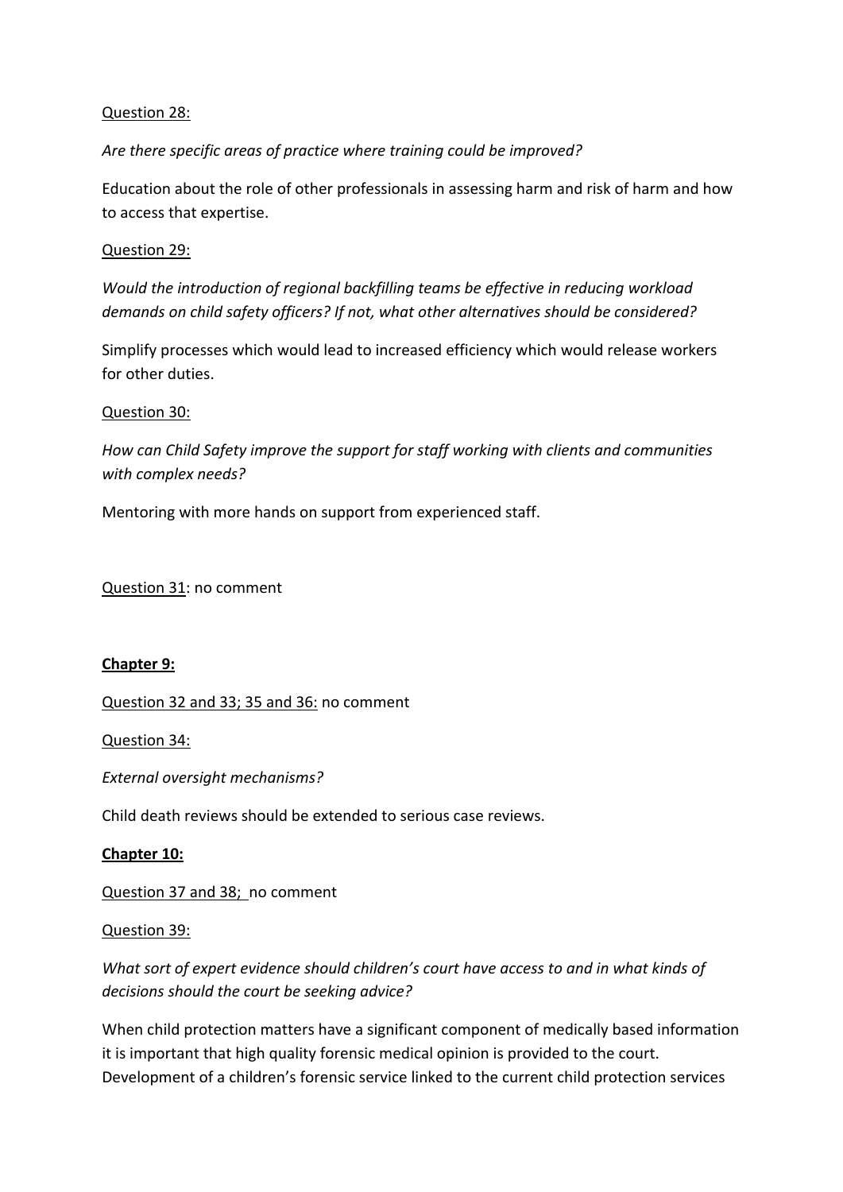Question 28:

*Are there specific areas of practice where training could be improved?*

Education about the role of other professionals in assessing harm and risk of harm and how to access that expertise.

Question 29:

*Would the introduction of regional backfilling teams be effective in reducing workload demands on child safety officers? If not, what other alternatives should be considered?*

Simplify processes which would lead to increased efficiency which would release workers for other duties.

Question 30:

*How can Child Safety improve the support for staff working with clients and communities with complex needs?*

Mentoring with more hands on support from experienced staff.

Question 31: no comment

**Chapter 9:**

Question 32 and 33; 35 and 36: no comment

Question 34:

*External oversight mechanisms?*

Child death reviews should be extended to serious case reviews.

**Chapter 10:**

Question 37 and 38; no comment

Question 39:

*What sort of expert evidence should children's court have access to and in what kinds of decisions should the court be seeking advice?*

When child protection matters have a significant component of medically based information it is important that high quality forensic medical opinion is provided to the court. Development of a children's forensic service linked to the current child protection services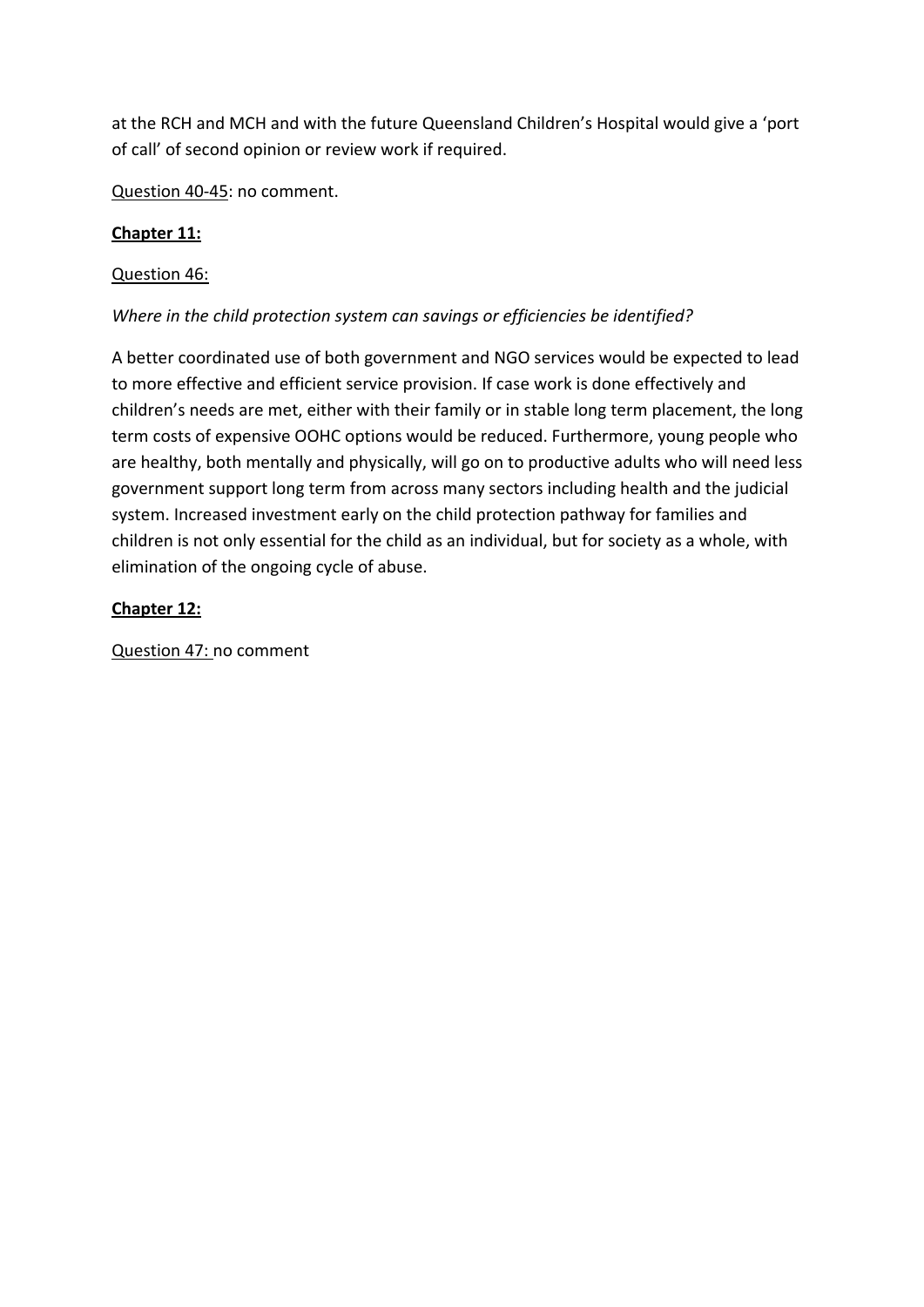at the RCH and MCH and with the future Queensland Children's Hospital would give a 'port of call' of second opinion or review work if required.

<u>Question 40-45</u>: no comment.

**<u>Chapter 11:</u>**

<u>Question 46:</u>

*Where in the child protection system can savings or efficiencies be identified?*

A better coordinated use of both government and NGO services would be expected to lead to more effective and efficient service provision. If case work is done effectively and children's needs are met, either with their family or in stable long term placement, the long term costs of expensive OOHC options would be reduced. Furthermore, young people who are healthy, both mentally and physically, will go on to productive adults who will need less government support long term from across many sectors including health and the judicial system. Increased investment early on the child protection pathway for families and children is not only essential for the child as an individual, but for society as a whole, with elimination of the ongoing cycle of abuse.

**<u>Chapter 12:</u>**

<u>Question 47:</u> no comment